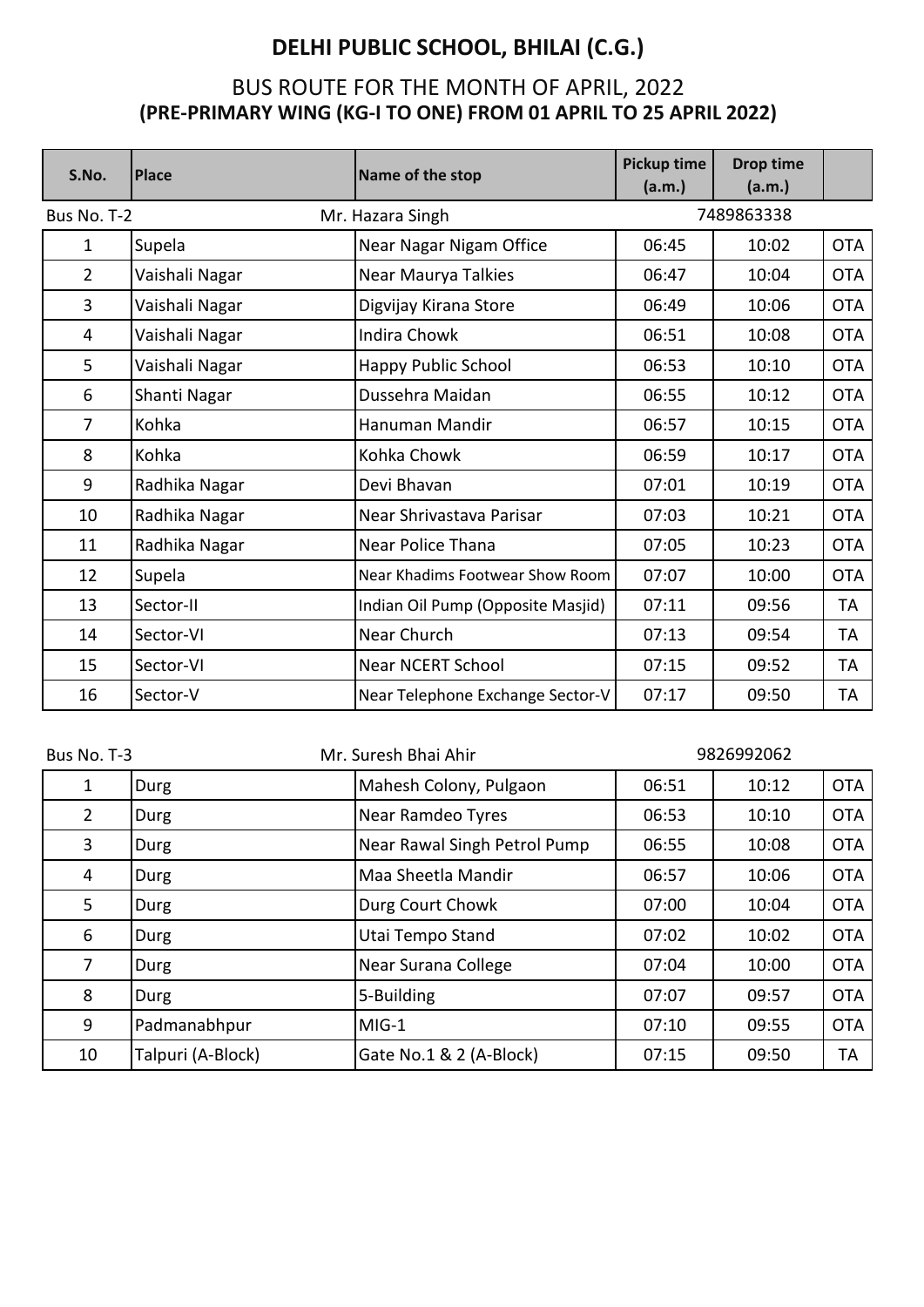# DELHI PUBLIC SCHOOL, BHILAI (C.G.)

## BUS ROUTE FOR THE MONTH OF APRIL, 2022

### (PRE-PRIMARY WING (KG-I TO ONE) FROM 01 APRIL TO 25 APRIL 2022)

| S.No. | Place | Name of the stop | Pickup time (a.m.) | Drop time (a.m.) | |
|---|---|---|---|---|---|
| Bus No. T-2 | | Mr. Hazara Singh | | 7489863338 | |
| 1 | Supela | Near Nagar Nigam Office | 06:45 | 10:02 | OTA |
| 2 | Vaishali Nagar | Near Maurya Talkies | 06:47 | 10:04 | OTA |
| 3 | Vaishali Nagar | Digvijay Kirana Store | 06:49 | 10:06 | OTA |
| 4 | Vaishali Nagar | Indira Chowk | 06:51 | 10:08 | OTA |
| 5 | Vaishali Nagar | Happy Public School | 06:53 | 10:10 | OTA |
| 6 | Shanti Nagar | Dussehra Maidan | 06:55 | 10:12 | OTA |
| 7 | Kohka | Hanuman Mandir | 06:57 | 10:15 | OTA |
| 8 | Kohka | Kohka Chowk | 06:59 | 10:17 | OTA |
| 9 | Radhika Nagar | Devi Bhavan | 07:01 | 10:19 | OTA |
| 10 | Radhika Nagar | Near Shrivastava Parisar | 07:03 | 10:21 | OTA |
| 11 | Radhika Nagar | Near Police Thana | 07:05 | 10:23 | OTA |
| 12 | Supela | Near Khadims Footwear Show Room | 07:07 | 10:00 | OTA |
| 13 | Sector-II | Indian Oil Pump (Opposite Masjid) | 07:11 | 09:56 | TA |
| 14 | Sector-VI | Near Church | 07:13 | 09:54 | TA |
| 15 | Sector-VI | Near NCERT School | 07:15 | 09:52 | TA |
| 16 | Sector-V | Near Telephone Exchange Sector-V | 07:17 | 09:50 | TA |

| Bus No. T-3 | | Mr. Suresh Bhai Ahir | | 9826992062 | |
|---|---|---|---|---|---|
| 1 | Durg | Mahesh Colony, Pulgaon | 06:51 | 10:12 | OTA |
| 2 | Durg | Near Ramdeo Tyres | 06:53 | 10:10 | OTA |
| 3 | Durg | Near Rawal Singh Petrol Pump | 06:55 | 10:08 | OTA |
| 4 | Durg | Maa Sheetla Mandir | 06:57 | 10:06 | OTA |
| 5 | Durg | Durg Court Chowk | 07:00 | 10:04 | OTA |
| 6 | Durg | Utai Tempo Stand | 07:02 | 10:02 | OTA |
| 7 | Durg | Near Surana College | 07:04 | 10:00 | OTA |
| 8 | Durg | 5-Building | 07:07 | 09:57 | OTA |
| 9 | Padmanabhpur | MIG-1 | 07:10 | 09:55 | OTA |
| 10 | Talpuri (A-Block) | Gate No.1 & 2 (A-Block) | 07:15 | 09:50 | TA |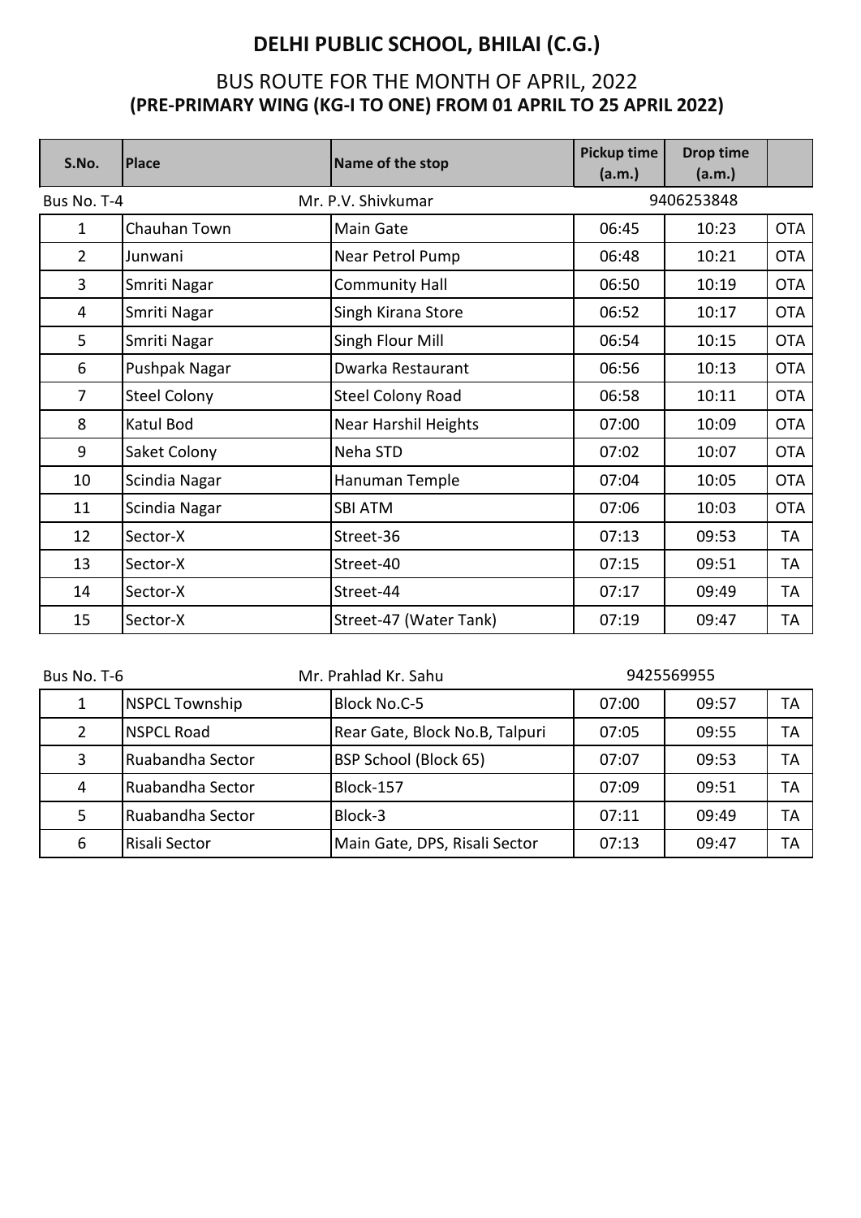# DELHI PUBLIC SCHOOL, BHILAI (C.G.)

## BUS ROUTE FOR THE MONTH OF APRIL, 2022

### (PRE-PRIMARY WING (KG-I TO ONE) FROM 01 APRIL TO 25 APRIL 2022)

| S.No. | Place | Name of the stop | Pickup time (a.m.) | Drop time (a.m.) | |
|---|---|---|---|---|---|
| Bus No. T-4 | | Mr. P.V. Shivkumar | 9406253848 | | |
| 1 | Chauhan Town | Main Gate | 06:45 | 10:23 | OTA |
| 2 | Junwani | Near Petrol Pump | 06:48 | 10:21 | OTA |
| 3 | Smriti Nagar | Community Hall | 06:50 | 10:19 | OTA |
| 4 | Smriti Nagar | Singh Kirana Store | 06:52 | 10:17 | OTA |
| 5 | Smriti Nagar | Singh Flour Mill | 06:54 | 10:15 | OTA |
| 6 | Pushpak Nagar | Dwarka Restaurant | 06:56 | 10:13 | OTA |
| 7 | Steel Colony | Steel Colony Road | 06:58 | 10:11 | OTA |
| 8 | Katul Bod | Near Harshil Heights | 07:00 | 10:09 | OTA |
| 9 | Saket Colony | Neha STD | 07:02 | 10:07 | OTA |
| 10 | Scindia Nagar | Hanuman Temple | 07:04 | 10:05 | OTA |
| 11 | Scindia Nagar | SBI ATM | 07:06 | 10:03 | OTA |
| 12 | Sector-X | Street-36 | 07:13 | 09:53 | TA |
| 13 | Sector-X | Street-40 | 07:15 | 09:51 | TA |
| 14 | Sector-X | Street-44 | 07:17 | 09:49 | TA |
| 15 | Sector-X | Street-47 (Water Tank) | 07:19 | 09:47 | TA |

| Bus No. T-6 | | Mr. Prahlad Kr. Sahu | 9425569955 | | |
|---|---|---|---|---|---|
| 1 | NSPCL Township | Block No.C-5 | 07:00 | 09:57 | TA |
| 2 | NSPCL Road | Rear Gate, Block No.B, Talpuri | 07:05 | 09:55 | TA |
| 3 | Ruabandha Sector | BSP School (Block 65) | 07:07 | 09:53 | TA |
| 4 | Ruabandha Sector | Block-157 | 07:09 | 09:51 | TA |
| 5 | Ruabandha Sector | Block-3 | 07:11 | 09:49 | TA |
| 6 | Risali Sector | Main Gate, DPS, Risali Sector | 07:13 | 09:47 | TA |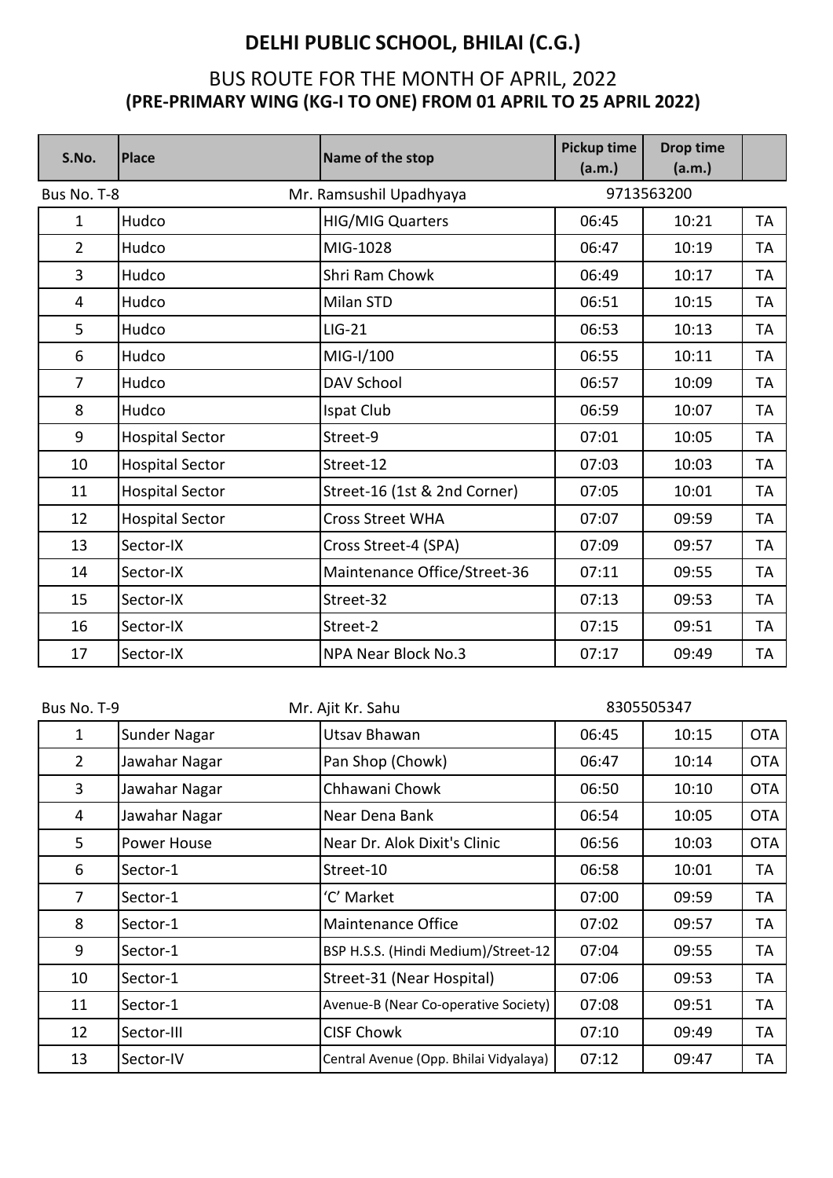# DELHI PUBLIC SCHOOL, BHILAI (C.G.)

## BUS ROUTE FOR THE MONTH OF APRIL, 2022
### (PRE-PRIMARY WING (KG-I TO ONE) FROM 01 APRIL TO 25 APRIL 2022)

| S.No. | Place | Name of the stop | Pickup time (a.m.) | Drop time (a.m.) | |
|---|---|---|---|---|---|
| Bus No. T-8 | | Mr. Ramsushil Upadhyaya | 9713563200 | | |
| 1 | Hudco | HIG/MIG Quarters | 06:45 | 10:21 | TA |
| 2 | Hudco | MIG-1028 | 06:47 | 10:19 | TA |
| 3 | Hudco | Shri Ram Chowk | 06:49 | 10:17 | TA |
| 4 | Hudco | Milan STD | 06:51 | 10:15 | TA |
| 5 | Hudco | LIG-21 | 06:53 | 10:13 | TA |
| 6 | Hudco | MIG-I/100 | 06:55 | 10:11 | TA |
| 7 | Hudco | DAV School | 06:57 | 10:09 | TA |
| 8 | Hudco | Ispat Club | 06:59 | 10:07 | TA |
| 9 | Hospital Sector | Street-9 | 07:01 | 10:05 | TA |
| 10 | Hospital Sector | Street-12 | 07:03 | 10:03 | TA |
| 11 | Hospital Sector | Street-16 (1st & 2nd Corner) | 07:05 | 10:01 | TA |
| 12 | Hospital Sector | Cross Street WHA | 07:07 | 09:59 | TA |
| 13 | Sector-IX | Cross Street-4 (SPA) | 07:09 | 09:57 | TA |
| 14 | Sector-IX | Maintenance Office/Street-36 | 07:11 | 09:55 | TA |
| 15 | Sector-IX | Street-32 | 07:13 | 09:53 | TA |
| 16 | Sector-IX | Street-2 | 07:15 | 09:51 | TA |
| 17 | Sector-IX | NPA Near Block No.3 | 07:17 | 09:49 | TA |

| Bus No. T-9 | | Mr. Ajit Kr. Sahu | 8305505347 | | |
|---|---|---|---|---|---|
| 1 | Sunder Nagar | Utsav Bhawan | 06:45 | 10:15 | OTA |
| 2 | Jawahar Nagar | Pan Shop (Chowk) | 06:47 | 10:14 | OTA |
| 3 | Jawahar Nagar | Chhawani Chowk | 06:50 | 10:10 | OTA |
| 4 | Jawahar Nagar | Near Dena Bank | 06:54 | 10:05 | OTA |
| 5 | Power House | Near Dr. Alok Dixit's Clinic | 06:56 | 10:03 | OTA |
| 6 | Sector-1 | Street-10 | 06:58 | 10:01 | TA |
| 7 | Sector-1 | 'C' Market | 07:00 | 09:59 | TA |
| 8 | Sector-1 | Maintenance Office | 07:02 | 09:57 | TA |
| 9 | Sector-1 | BSP H.S.S. (Hindi Medium)/Street-12 | 07:04 | 09:55 | TA |
| 10 | Sector-1 | Street-31 (Near Hospital) | 07:06 | 09:53 | TA |
| 11 | Sector-1 | Avenue-B (Near Co-operative Society) | 07:08 | 09:51 | TA |
| 12 | Sector-III | CISF Chowk | 07:10 | 09:49 | TA |
| 13 | Sector-IV | Central Avenue (Opp. Bhilai Vidyalaya) | 07:12 | 09:47 | TA |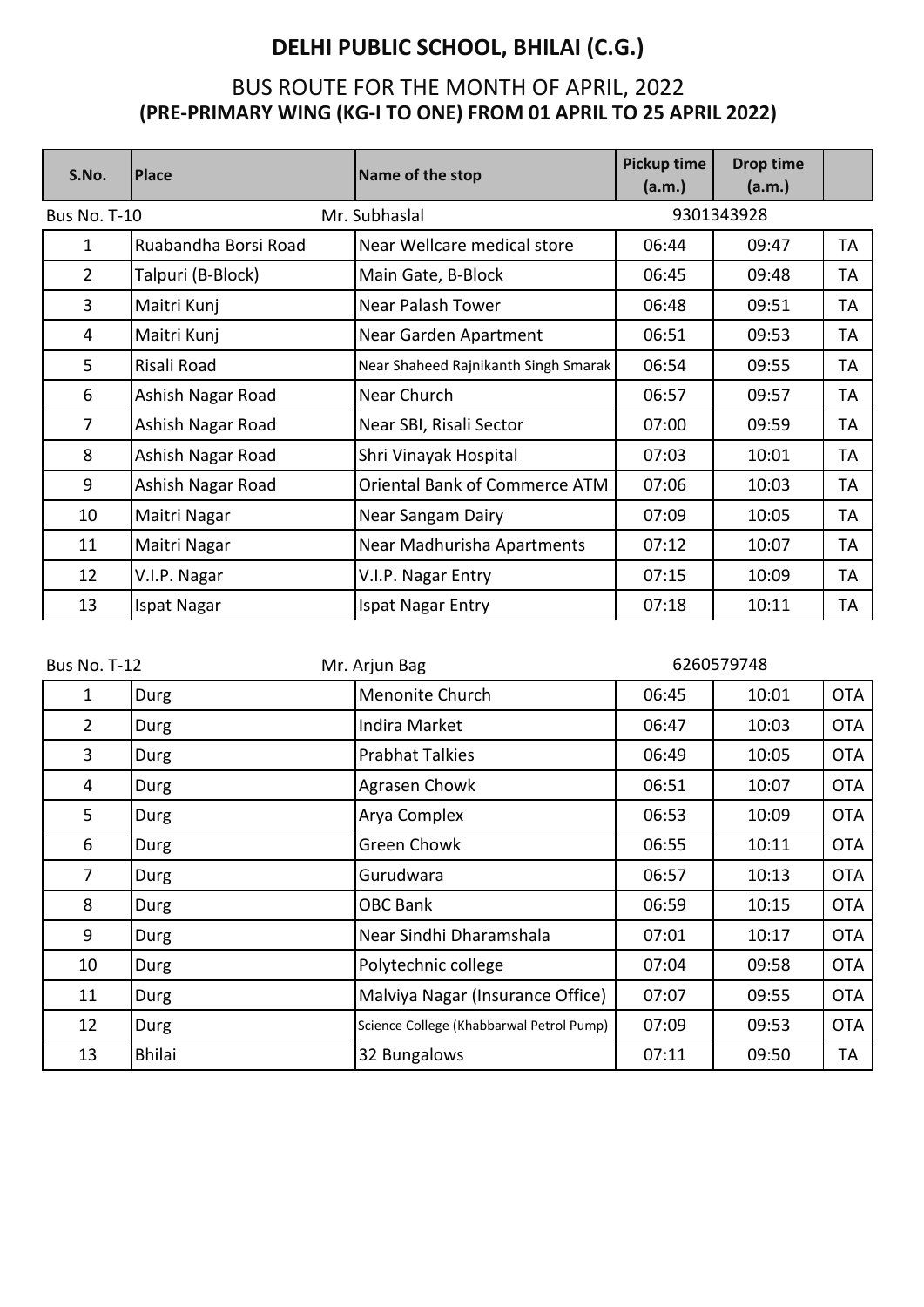# DELHI PUBLIC SCHOOL, BHILAI (C.G.)

## BUS ROUTE FOR THE MONTH OF APRIL, 2022

### (PRE-PRIMARY WING (KG-I TO ONE) FROM 01 APRIL TO 25 APRIL 2022)

| S.No. | Place | Name of the stop | Pickup time (a.m.) | Drop time (a.m.) | |
|---|---|---|---|---|---|
| Bus No. T-10 | | Mr. Subhaslal | 9301343928 | | |
| 1 | Ruabandha Borsi Road | Near Wellcare medical store | 06:44 | 09:47 | TA |
| 2 | Talpuri (B-Block) | Main Gate, B-Block | 06:45 | 09:48 | TA |
| 3 | Maitri Kunj | Near Palash Tower | 06:48 | 09:51 | TA |
| 4 | Maitri Kunj | Near Garden Apartment | 06:51 | 09:53 | TA |
| 5 | Risali Road | Near Shaheed Rajnikanth Singh Smarak | 06:54 | 09:55 | TA |
| 6 | Ashish Nagar Road | Near Church | 06:57 | 09:57 | TA |
| 7 | Ashish Nagar Road | Near SBI, Risali Sector | 07:00 | 09:59 | TA |
| 8 | Ashish Nagar Road | Shri Vinayak Hospital | 07:03 | 10:01 | TA |
| 9 | Ashish Nagar Road | Oriental Bank of Commerce ATM | 07:06 | 10:03 | TA |
| 10 | Maitri Nagar | Near Sangam Dairy | 07:09 | 10:05 | TA |
| 11 | Maitri Nagar | Near Madhurisha Apartments | 07:12 | 10:07 | TA |
| 12 | V.I.P. Nagar | V.I.P. Nagar Entry | 07:15 | 10:09 | TA |
| 13 | Ispat Nagar | Ispat Nagar Entry | 07:18 | 10:11 | TA |

| Bus No. T-12 | | Mr. Arjun Bag | 6260579748 | | |
|---|---|---|---|---|---|
| 1 | Durg | Menonite Church | 06:45 | 10:01 | OTA |
| 2 | Durg | Indira Market | 06:47 | 10:03 | OTA |
| 3 | Durg | Prabhat Talkies | 06:49 | 10:05 | OTA |
| 4 | Durg | Agrasen Chowk | 06:51 | 10:07 | OTA |
| 5 | Durg | Arya Complex | 06:53 | 10:09 | OTA |
| 6 | Durg | Green Chowk | 06:55 | 10:11 | OTA |
| 7 | Durg | Gurudwara | 06:57 | 10:13 | OTA |
| 8 | Durg | OBC Bank | 06:59 | 10:15 | OTA |
| 9 | Durg | Near Sindhi Dharamshala | 07:01 | 10:17 | OTA |
| 10 | Durg | Polytechnic college | 07:04 | 09:58 | OTA |
| 11 | Durg | Malviya Nagar (Insurance Office) | 07:07 | 09:55 | OTA |
| 12 | Durg | Science College (Khabbarwal Petrol Pump) | 07:09 | 09:53 | OTA |
| 13 | Bhilai | 32 Bungalows | 07:11 | 09:50 | TA |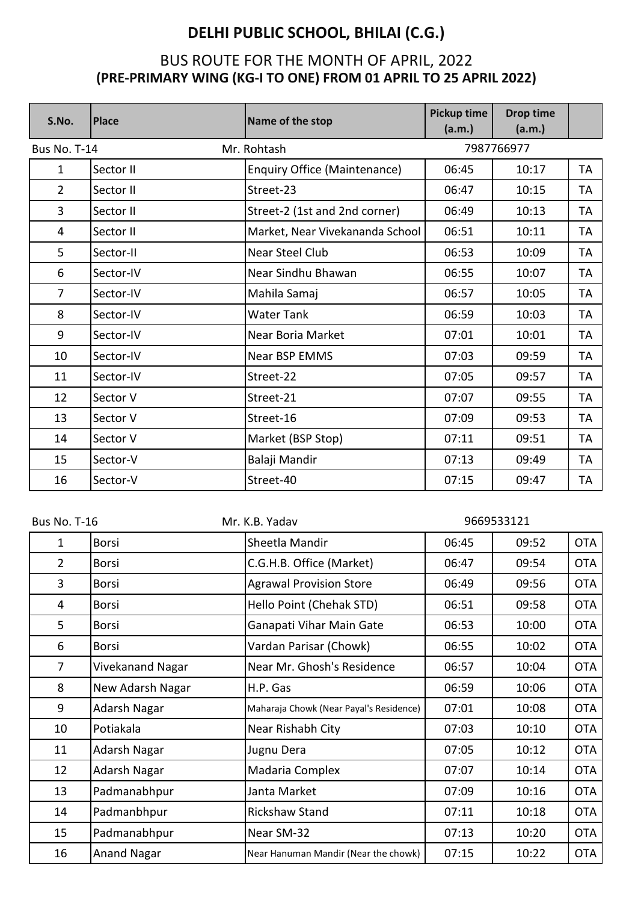# DELHI PUBLIC SCHOOL, BHILAI (C.G.)

## BUS ROUTE FOR THE MONTH OF APRIL, 2022

### (PRE-PRIMARY WING (KG-I TO ONE) FROM 01 APRIL TO 25 APRIL 2022)

| S.No. | Place | Name of the stop | Pickup time (a.m.) | Drop time (a.m.) | |
|---|---|---|---|---|---|
| Bus No. T-14 | | Mr. Rohtash | 7987766977 | | |
| 1 | Sector II | Enquiry Office (Maintenance) | 06:45 | 10:17 | TA |
| 2 | Sector II | Street-23 | 06:47 | 10:15 | TA |
| 3 | Sector II | Street-2 (1st and 2nd corner) | 06:49 | 10:13 | TA |
| 4 | Sector II | Market, Near Vivekananda School | 06:51 | 10:11 | TA |
| 5 | Sector-II | Near Steel Club | 06:53 | 10:09 | TA |
| 6 | Sector-IV | Near Sindhu Bhawan | 06:55 | 10:07 | TA |
| 7 | Sector-IV | Mahila Samaj | 06:57 | 10:05 | TA |
| 8 | Sector-IV | Water Tank | 06:59 | 10:03 | TA |
| 9 | Sector-IV | Near Boria Market | 07:01 | 10:01 | TA |
| 10 | Sector-IV | Near BSP EMMS | 07:03 | 09:59 | TA |
| 11 | Sector-IV | Street-22 | 07:05 | 09:57 | TA |
| 12 | Sector V | Street-21 | 07:07 | 09:55 | TA |
| 13 | Sector V | Street-16 | 07:09 | 09:53 | TA |
| 14 | Sector V | Market (BSP Stop) | 07:11 | 09:51 | TA |
| 15 | Sector-V | Balaji Mandir | 07:13 | 09:49 | TA |
| 16 | Sector-V | Street-40 | 07:15 | 09:47 | TA |

| Bus No. T-16 | | Mr. K.B. Yadav | 9669533121 | | |
|---|---|---|---|---|---|
| 1 | Borsi | Sheetla Mandir | 06:45 | 09:52 | OTA |
| 2 | Borsi | C.G.H.B. Office (Market) | 06:47 | 09:54 | OTA |
| 3 | Borsi | Agrawal Provision Store | 06:49 | 09:56 | OTA |
| 4 | Borsi | Hello Point (Chehak STD) | 06:51 | 09:58 | OTA |
| 5 | Borsi | Ganapati Vihar Main Gate | 06:53 | 10:00 | OTA |
| 6 | Borsi | Vardan Parisar (Chowk) | 06:55 | 10:02 | OTA |
| 7 | Vivekanand Nagar | Near Mr. Ghosh's Residence | 06:57 | 10:04 | OTA |
| 8 | New Adarsh Nagar | H.P. Gas | 06:59 | 10:06 | OTA |
| 9 | Adarsh Nagar | Maharaja Chowk (Near Payal's Residence) | 07:01 | 10:08 | OTA |
| 10 | Potiakala | Near Rishabh City | 07:03 | 10:10 | OTA |
| 11 | Adarsh Nagar | Jugnu Dera | 07:05 | 10:12 | OTA |
| 12 | Adarsh Nagar | Madaria Complex | 07:07 | 10:14 | OTA |
| 13 | Padmanabhpur | Janta Market | 07:09 | 10:16 | OTA |
| 14 | Padmanbhpur | Rickshaw Stand | 07:11 | 10:18 | OTA |
| 15 | Padmanabhpur | Near SM-32 | 07:13 | 10:20 | OTA |
| 16 | Anand Nagar | Near Hanuman Mandir (Near the chowk) | 07:15 | 10:22 | OTA |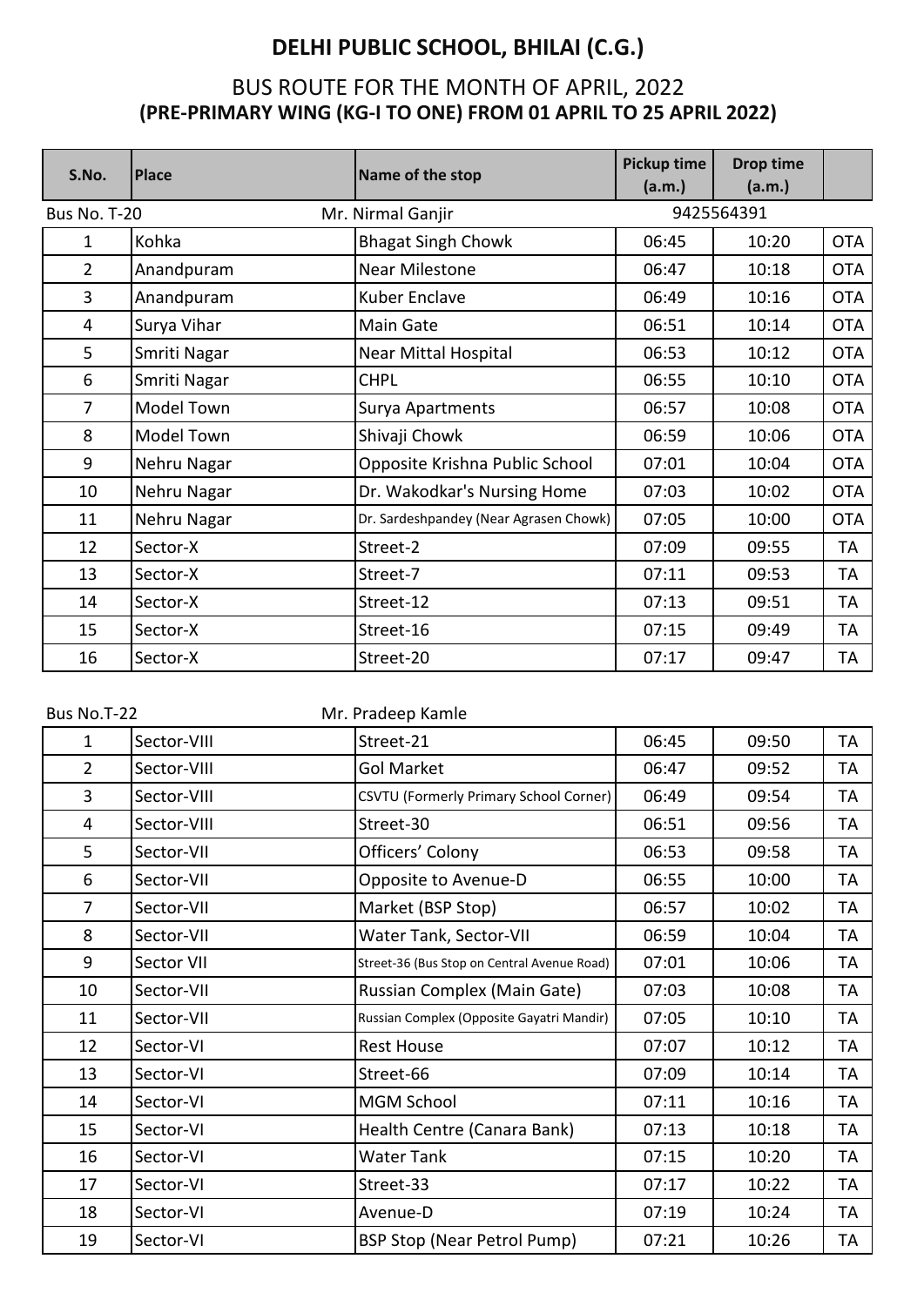# DELHI PUBLIC SCHOOL, BHILAI (C.G.)

## BUS ROUTE FOR THE MONTH OF APRIL, 2022

### (PRE-PRIMARY WING (KG-I TO ONE) FROM 01 APRIL TO 25 APRIL 2022)

| S.No. | Place | Name of the stop | Pickup time (a.m.) | Drop time (a.m.) | |
|---|---|---|---|---|---|
| Bus No. T-20 | | Mr. Nirmal Ganjir | 9425564391 | | |
| 1 | Kohka | Bhagat Singh Chowk | 06:45 | 10:20 | OTA |
| 2 | Anandpuram | Near Milestone | 06:47 | 10:18 | OTA |
| 3 | Anandpuram | Kuber Enclave | 06:49 | 10:16 | OTA |
| 4 | Surya Vihar | Main Gate | 06:51 | 10:14 | OTA |
| 5 | Smriti Nagar | Near Mittal Hospital | 06:53 | 10:12 | OTA |
| 6 | Smriti Nagar | CHPL | 06:55 | 10:10 | OTA |
| 7 | Model Town | Surya Apartments | 06:57 | 10:08 | OTA |
| 8 | Model Town | Shivaji Chowk | 06:59 | 10:06 | OTA |
| 9 | Nehru Nagar | Opposite Krishna Public School | 07:01 | 10:04 | OTA |
| 10 | Nehru Nagar | Dr. Wakodkar's Nursing Home | 07:03 | 10:02 | OTA |
| 11 | Nehru Nagar | Dr. Sardeshpandey (Near Agrasen Chowk) | 07:05 | 10:00 | OTA |
| 12 | Sector-X | Street-2 | 07:09 | 09:55 | TA |
| 13 | Sector-X | Street-7 | 07:11 | 09:53 | TA |
| 14 | Sector-X | Street-12 | 07:13 | 09:51 | TA |
| 15 | Sector-X | Street-16 | 07:15 | 09:49 | TA |
| 16 | Sector-X | Street-20 | 07:17 | 09:47 | TA |

| S.No. | Place | Name of the stop | Pickup time (a.m.) | Drop time (a.m.) | |
|---|---|---|---|---|---|
| Bus No.T-22 | | Mr. Pradeep Kamle | | | |
| 1 | Sector-VIII | Street-21 | 06:45 | 09:50 | TA |
| 2 | Sector-VIII | Gol Market | 06:47 | 09:52 | TA |
| 3 | Sector-VIII | CSVTU (Formerly Primary School Corner) | 06:49 | 09:54 | TA |
| 4 | Sector-VIII | Street-30 | 06:51 | 09:56 | TA |
| 5 | Sector-VII | Officers' Colony | 06:53 | 09:58 | TA |
| 6 | Sector-VII | Opposite to Avenue-D | 06:55 | 10:00 | TA |
| 7 | Sector-VII | Market (BSP Stop) | 06:57 | 10:02 | TA |
| 8 | Sector-VII | Water Tank, Sector-VII | 06:59 | 10:04 | TA |
| 9 | Sector VII | Street-36 (Bus Stop on Central Avenue Road) | 07:01 | 10:06 | TA |
| 10 | Sector-VII | Russian Complex (Main Gate) | 07:03 | 10:08 | TA |
| 11 | Sector-VII | Russian Complex (Opposite Gayatri Mandir) | 07:05 | 10:10 | TA |
| 12 | Sector-VI | Rest House | 07:07 | 10:12 | TA |
| 13 | Sector-VI | Street-66 | 07:09 | 10:14 | TA |
| 14 | Sector-VI | MGM School | 07:11 | 10:16 | TA |
| 15 | Sector-VI | Health Centre (Canara Bank) | 07:13 | 10:18 | TA |
| 16 | Sector-VI | Water Tank | 07:15 | 10:20 | TA |
| 17 | Sector-VI | Street-33 | 07:17 | 10:22 | TA |
| 18 | Sector-VI | Avenue-D | 07:19 | 10:24 | TA |
| 19 | Sector-VI | BSP Stop (Near Petrol Pump) | 07:21 | 10:26 | TA |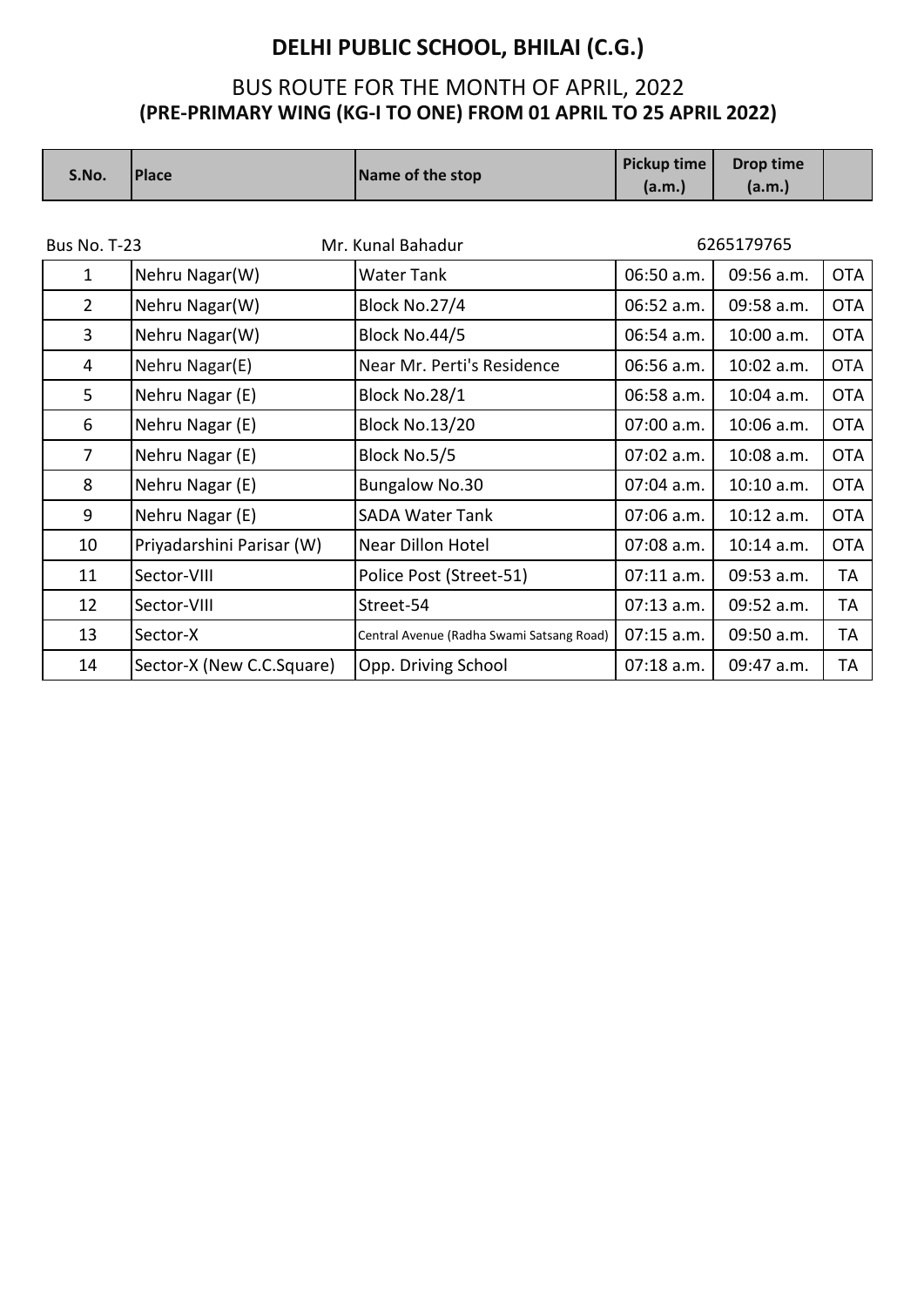# DELHI PUBLIC SCHOOL, BHILAI (C.G.)

## BUS ROUTE FOR THE MONTH OF APRIL, 2022

### (PRE-PRIMARY WING (KG-I TO ONE) FROM 01 APRIL TO 25 APRIL 2022)

| S.No. | Place | Name of the stop | Pickup time (a.m.) | Drop time (a.m.) | |
|---|---|---|---|---|---|
| Bus No. T-23 | | Mr. Kunal Bahadur | | 6265179765 | |
| 1 | Nehru Nagar(W) | Water Tank | 06:50 a.m. | 09:56 a.m. | OTA |
| 2 | Nehru Nagar(W) | Block No.27/4 | 06:52 a.m. | 09:58 a.m. | OTA |
| 3 | Nehru Nagar(W) | Block No.44/5 | 06:54 a.m. | 10:00 a.m. | OTA |
| 4 | Nehru Nagar(E) | Near Mr. Perti's Residence | 06:56 a.m. | 10:02 a.m. | OTA |
| 5 | Nehru Nagar (E) | Block No.28/1 | 06:58 a.m. | 10:04 a.m. | OTA |
| 6 | Nehru Nagar (E) | Block No.13/20 | 07:00 a.m. | 10:06 a.m. | OTA |
| 7 | Nehru Nagar (E) | Block No.5/5 | 07:02 a.m. | 10:08 a.m. | OTA |
| 8 | Nehru Nagar (E) | Bungalow No.30 | 07:04 a.m. | 10:10 a.m. | OTA |
| 9 | Nehru Nagar (E) | SADA Water Tank | 07:06 a.m. | 10:12 a.m. | OTA |
| 10 | Priyadarshini Parisar (W) | Near Dillon Hotel | 07:08 a.m. | 10:14 a.m. | OTA |
| 11 | Sector-VIII | Police Post (Street-51) | 07:11 a.m. | 09:53 a.m. | TA |
| 12 | Sector-VIII | Street-54 | 07:13 a.m. | 09:52 a.m. | TA |
| 13 | Sector-X | Central Avenue (Radha Swami Satsang Road) | 07:15 a.m. | 09:50 a.m. | TA |
| 14 | Sector-X (New C.C.Square) | Opp. Driving School | 07:18 a.m. | 09:47 a.m. | TA |